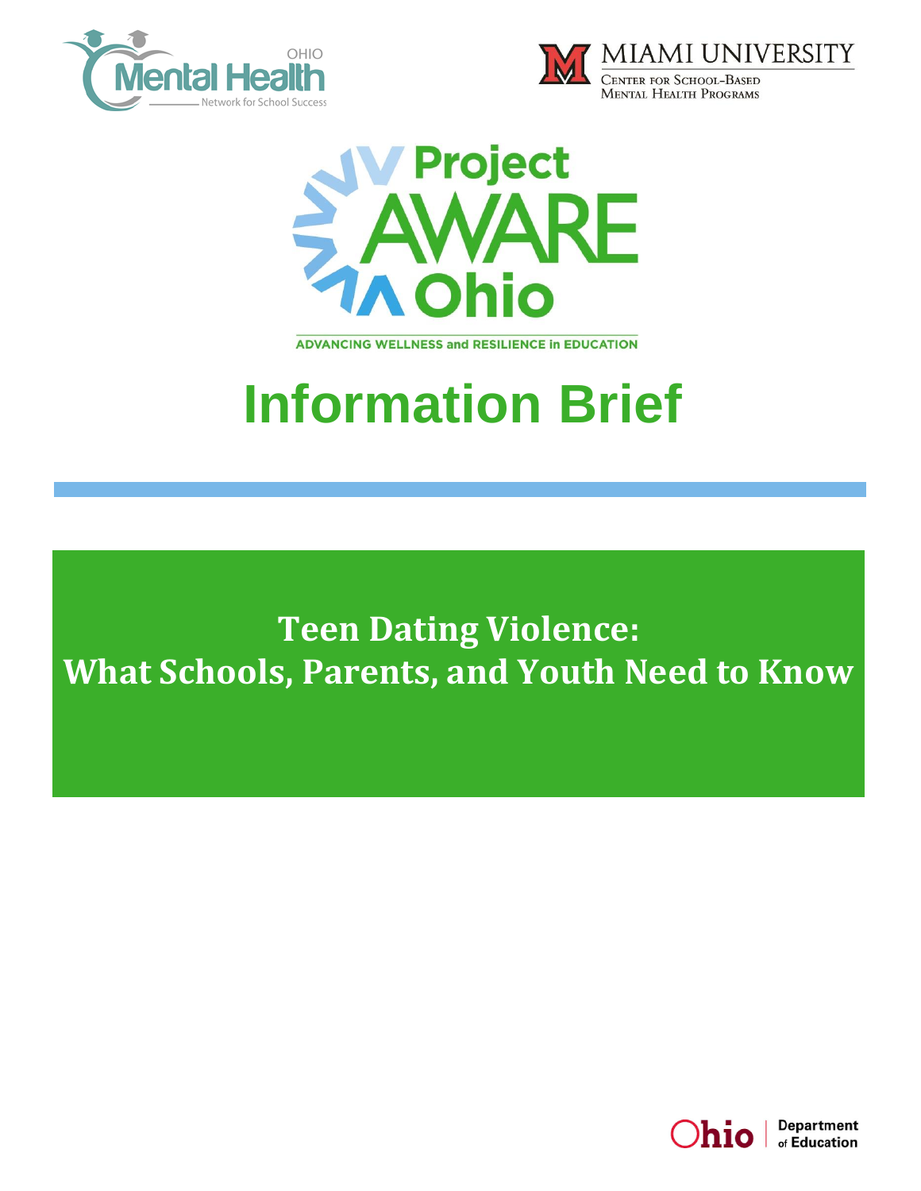OHIO Mental Health Network for School Success

MIAMI UNIVERSITY
CENTER FOR SCHOOL-BASED MENTAL HEALTH PROGRAMS

Project AWARE Ohio

ADVANCING WELLNESS and RESILIENCE in EDUCATION

# Information Brief

## Teen Dating Violence: What Schools, Parents, and Youth Need to Know

Ohio | Department of Education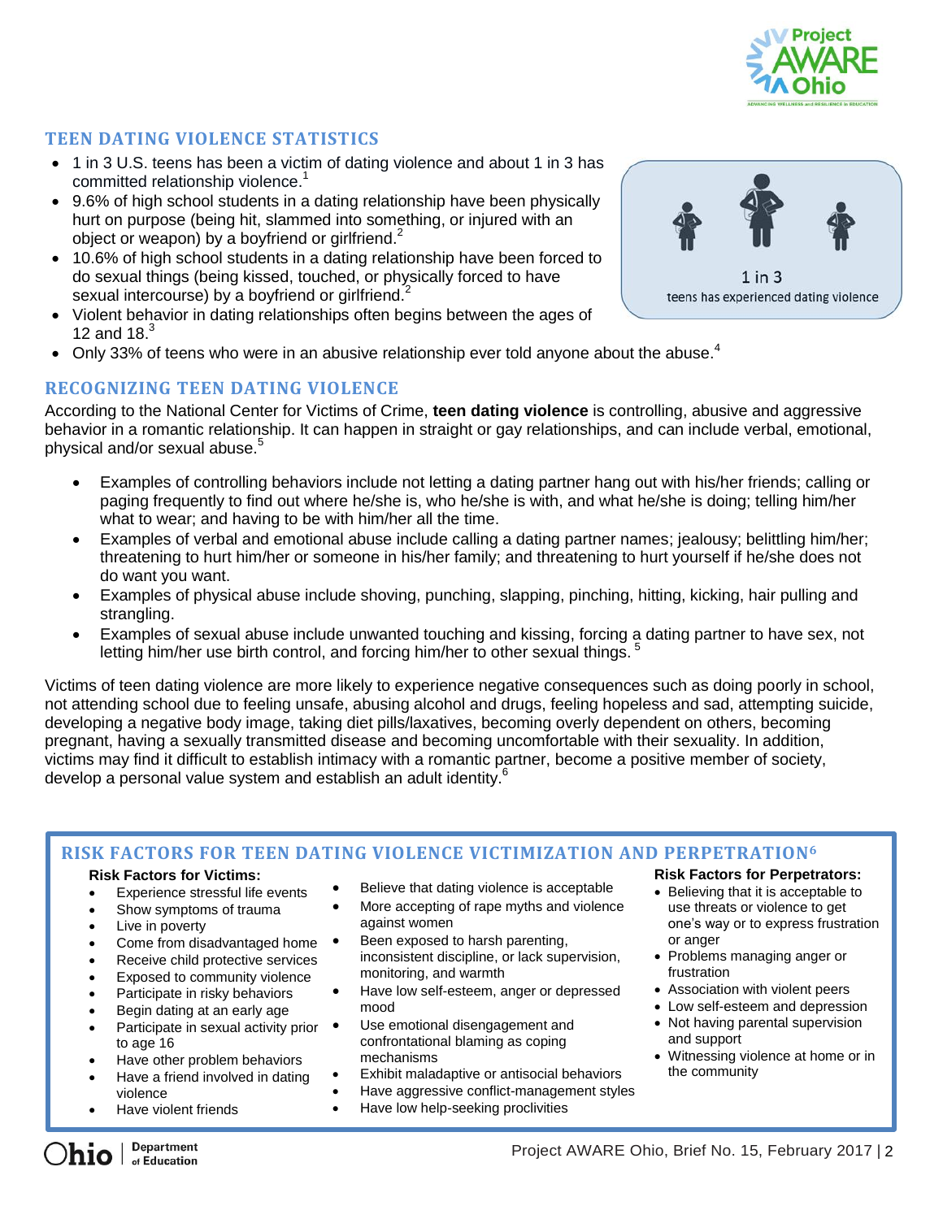## TEEN DATING VIOLENCE STATISTICS

- 1 in 3 U.S. teens has been a victim of dating violence and about 1 in 3 has committed relationship violence.[1]
- 9.6% of high school students in a dating relationship have been physically hurt on purpose (being hit, slammed into something, or injured with an object or weapon) by a boyfriend or girlfriend.[2]
- 10.6% of high school students in a dating relationship have been forced to do sexual things (being kissed, touched, or physically forced to have sexual intercourse) by a boyfriend or girlfriend.[2]
- Violent behavior in dating relationships often begins between the ages of 12 and 18.[3]
- Only 33% of teens who were in an abusive relationship ever told anyone about the abuse.[4]

1 in 3
teens has experienced dating violence

## RECOGNIZING TEEN DATING VIOLENCE

According to the National Center for Victims of Crime, **teen dating violence** is controlling, abusive and aggressive behavior in a romantic relationship. It can happen in straight or gay relationships, and can include verbal, emotional, physical and/or sexual abuse.[5]

- Examples of controlling behaviors include not letting a dating partner hang out with his/her friends; calling or paging frequently to find out where he/she is, who he/she is with, and what he/she is doing; telling him/her what to wear; and having to be with him/her all the time.
- Examples of verbal and emotional abuse include calling a dating partner names; jealousy; belittling him/her; threatening to hurt him/her or someone in his/her family; and threatening to hurt yourself if he/she does not do want you want.
- Examples of physical abuse include shoving, punching, slapping, pinching, hitting, kicking, hair pulling and strangling.
- Examples of sexual abuse include unwanted touching and kissing, forcing a dating partner to have sex, not letting him/her use birth control, and forcing him/her to other sexual things.[5]

Victims of teen dating violence are more likely to experience negative consequences such as doing poorly in school, not attending school due to feeling unsafe, abusing alcohol and drugs, feeling hopeless and sad, attempting suicide, developing a negative body image, taking diet pills/laxatives, becoming overly dependent on others, becoming pregnant, having a sexually transmitted disease and becoming uncomfortable with their sexuality. In addition, victims may find it difficult to establish intimacy with a romantic partner, become a positive member of society, develop a personal value system and establish an adult identity.[6]

## RISK FACTORS FOR TEEN DATING VIOLENCE VICTIMIZATION AND PERPETRATION[6]

**Risk Factors for Victims:**

- Experience stressful life events
- Show symptoms of trauma
- Live in poverty
- Come from disadvantaged home
- Receive child protective services
- Exposed to community violence
- Participate in risky behaviors
- Begin dating at an early age
- Participate in sexual activity prior to age 16
- Have other problem behaviors
- Have a friend involved in dating violence
- Have violent friends
- Believe that dating violence is acceptable
- More accepting of rape myths and violence against women
- Been exposed to harsh parenting, inconsistent discipline, or lack supervision, monitoring, and warmth
- Have low self-esteem, anger or depressed mood
- Use emotional disengagement and confrontational blaming as coping mechanisms
- Exhibit maladaptive or antisocial behaviors
- Have aggressive conflict-management styles
- Have low help-seeking proclivities

**Risk Factors for Perpetrators:**

- Believing that it is acceptable to use threats or violence to get one's way or to express frustration or anger
- Problems managing anger or frustration
- Association with violent peers
- Low self-esteem and depression
- Not having parental supervision and support
- Witnessing violence at home or in the community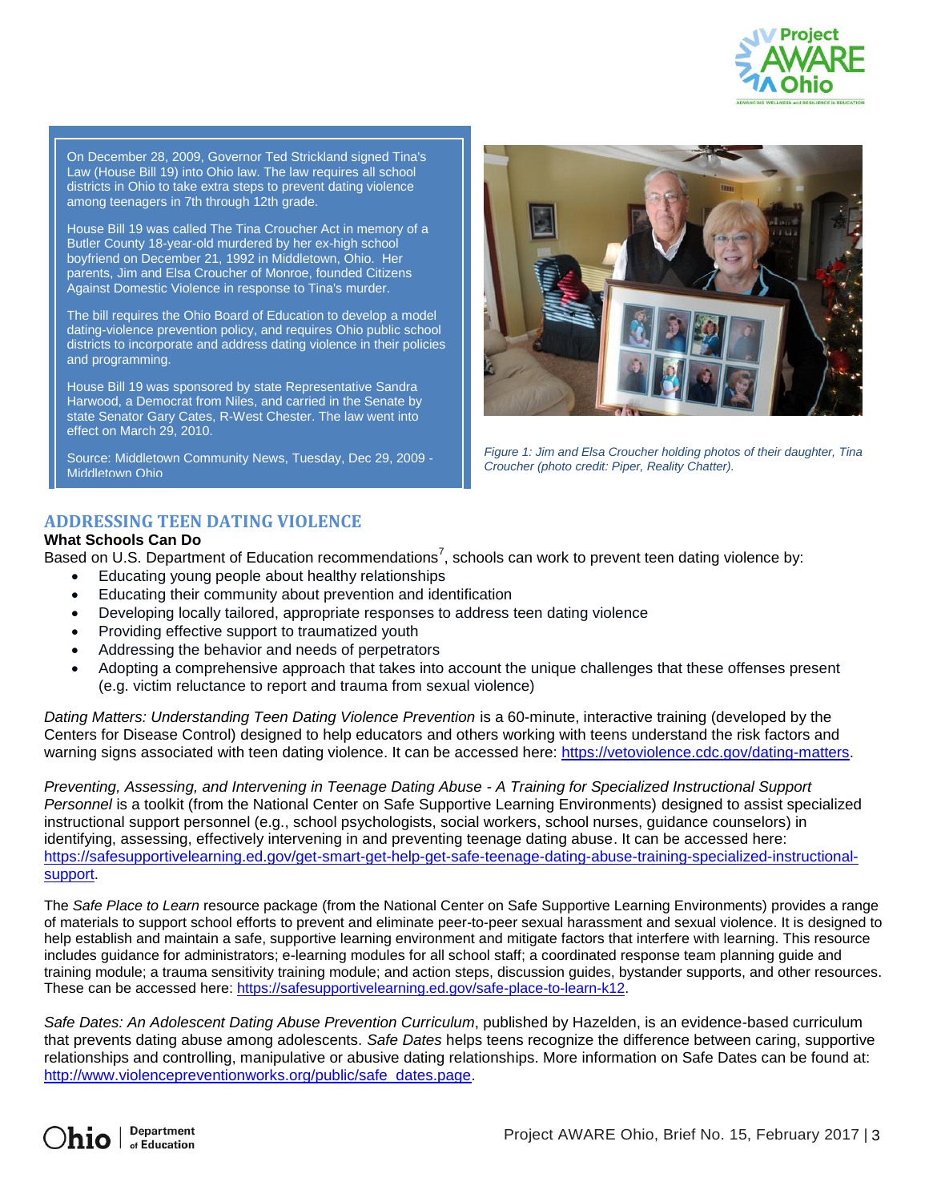On December 28, 2009, Governor Ted Strickland signed Tina's Law (House Bill 19) into Ohio law. The law requires all school districts in Ohio to take extra steps to prevent dating violence among teenagers in 7th through 12th grade.

House Bill 19 was called The Tina Croucher Act in memory of a Butler County 18-year-old murdered by her ex-high school boyfriend on December 21, 1992 in Middletown, Ohio. Her parents, Jim and Elsa Croucher of Monroe, founded Citizens Against Domestic Violence in response to Tina's murder.

The bill requires the Ohio Board of Education to develop a model dating-violence prevention policy, and requires Ohio public school districts to incorporate and address dating violence in their policies and programming.

House Bill 19 was sponsored by state Representative Sandra Harwood, a Democrat from Niles, and carried in the Senate by state Senator Gary Cates, R-West Chester. The law went into effect on March 29, 2010.

Source: Middletown Community News, Tuesday, Dec 29, 2009 - Middletown Ohio

*Figure 1: Jim and Elsa Croucher holding photos of their daughter, Tina Croucher (photo credit: Piper, Reality Chatter).*

## ADDRESSING TEEN DATING VIOLENCE

**What Schools Can Do**

Based on U.S. Department of Education recommendations[7], schools can work to prevent teen dating violence by:

- Educating young people about healthy relationships
- Educating their community about prevention and identification
- Developing locally tailored, appropriate responses to address teen dating violence
- Providing effective support to traumatized youth
- Addressing the behavior and needs of perpetrators
- Adopting a comprehensive approach that takes into account the unique challenges that these offenses present (e.g. victim reluctance to report and trauma from sexual violence)

*Dating Matters: Understanding Teen Dating Violence Prevention* is a 60-minute, interactive training (developed by the Centers for Disease Control) designed to help educators and others working with teens understand the risk factors and warning signs associated with teen dating violence. It can be accessed here: https://vetoviolence.cdc.gov/dating-matters.

*Preventing, Assessing, and Intervening in Teenage Dating Abuse - A Training for Specialized Instructional Support Personnel* is a toolkit (from the National Center on Safe Supportive Learning Environments) designed to assist specialized instructional support personnel (e.g., school psychologists, social workers, school nurses, guidance counselors) in identifying, assessing, effectively intervening in and preventing teenage dating abuse. It can be accessed here: https://safesupportivelearning.ed.gov/get-smart-get-help-get-safe-teenage-dating-abuse-training-specialized-instructional-support.

The *Safe Place to Learn* resource package (from the National Center on Safe Supportive Learning Environments) provides a range of materials to support school efforts to prevent and eliminate peer-to-peer sexual harassment and sexual violence. It is designed to help establish and maintain a safe, supportive learning environment and mitigate factors that interfere with learning. This resource includes guidance for administrators; e-learning modules for all school staff; a coordinated response team planning guide and training module; a trauma sensitivity training module; and action steps, discussion guides, bystander supports, and other resources. These can be accessed here: https://safesupportivelearning.ed.gov/safe-place-to-learn-k12.

*Safe Dates: An Adolescent Dating Abuse Prevention Curriculum*, published by Hazelden, is an evidence-based curriculum that prevents dating abuse among adolescents. *Safe Dates* helps teens recognize the difference between caring, supportive relationships and controlling, manipulative or abusive dating relationships. More information on Safe Dates can be found at: http://www.violencepreventionworks.org/public/safe_dates.page.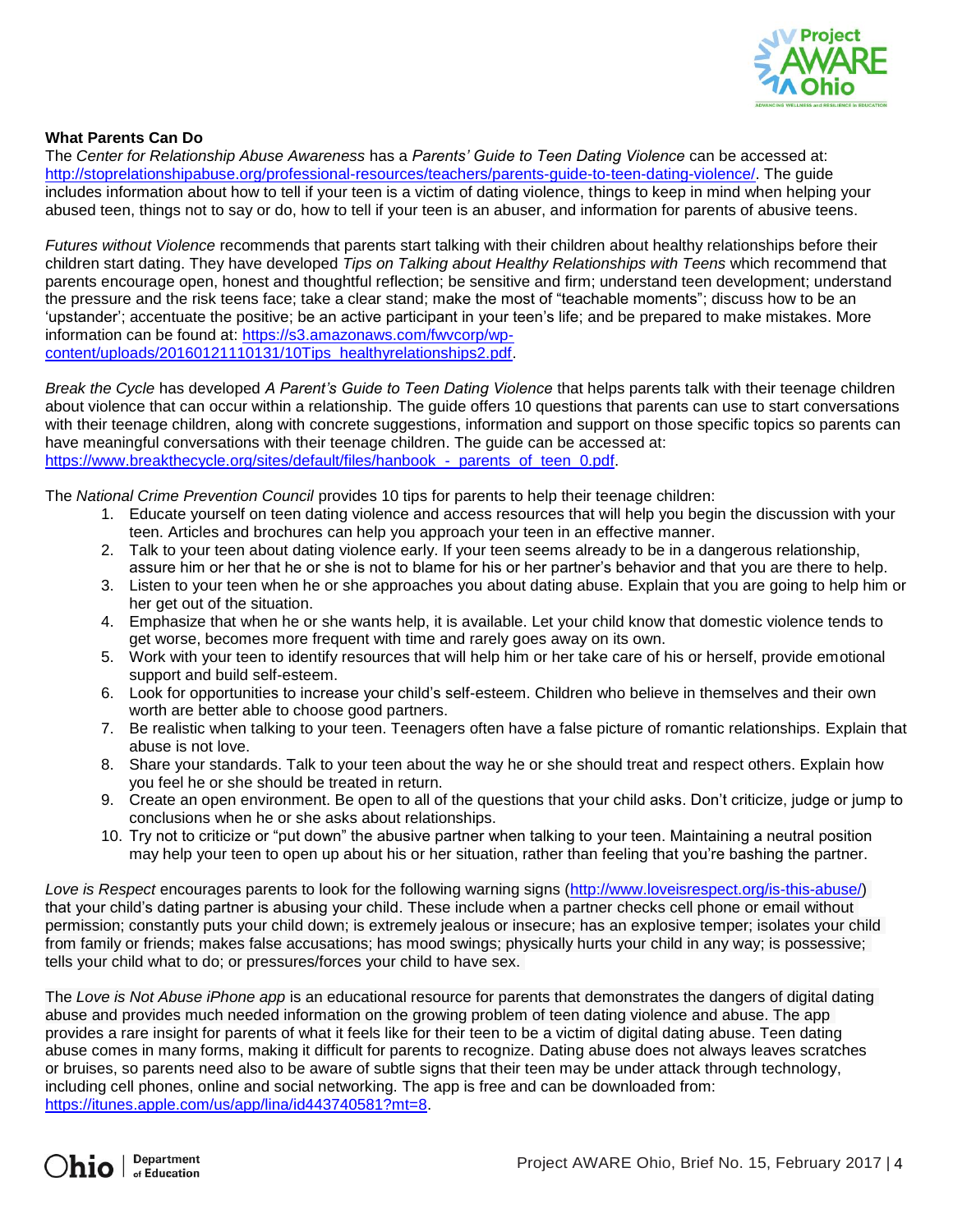**What Parents Can Do**

The *Center for Relationship Abuse Awareness* has a *Parents' Guide to Teen Dating Violence* can be accessed at: http://stoprelationshipabuse.org/professional-resources/teachers/parents-guide-to-teen-dating-violence/. The guide includes information about how to tell if your teen is a victim of dating violence, things to keep in mind when helping your abused teen, things not to say or do, how to tell if your teen is an abuser, and information for parents of abusive teens.

*Futures without Violence* recommends that parents start talking with their children about healthy relationships before their children start dating. They have developed *Tips on Talking about Healthy Relationships with Teens* which recommend that parents encourage open, honest and thoughtful reflection; be sensitive and firm; understand teen development; understand the pressure and the risk teens face; take a clear stand; make the most of "teachable moments"; discuss how to be an 'upstander'; accentuate the positive; be an active participant in your teen's life; and be prepared to make mistakes. More information can be found at: https://s3.amazonaws.com/fwvcorp/wp-content/uploads/20160121110131/10Tips_healthyrelationships2.pdf.

*Break the Cycle* has developed *A Parent's Guide to Teen Dating Violence* that helps parents talk with their teenage children about violence that can occur within a relationship. The guide offers 10 questions that parents can use to start conversations with their teenage children, along with concrete suggestions, information and support on those specific topics so parents can have meaningful conversations with their teenage children. The guide can be accessed at: https://www.breakthecycle.org/sites/default/files/hanbook_-_parents_of_teen_0.pdf.

The *National Crime Prevention Council* provides 10 tips for parents to help their teenage children:

1. Educate yourself on teen dating violence and access resources that will help you begin the discussion with your teen. Articles and brochures can help you approach your teen in an effective manner.
2. Talk to your teen about dating violence early. If your teen seems already to be in a dangerous relationship, assure him or her that he or she is not to blame for his or her partner's behavior and that you are there to help.
3. Listen to your teen when he or she approaches you about dating abuse. Explain that you are going to help him or her get out of the situation.
4. Emphasize that when he or she wants help, it is available. Let your child know that domestic violence tends to get worse, becomes more frequent with time and rarely goes away on its own.
5. Work with your teen to identify resources that will help him or her take care of his or herself, provide emotional support and build self-esteem.
6. Look for opportunities to increase your child's self-esteem. Children who believe in themselves and their own worth are better able to choose good partners.
7. Be realistic when talking to your teen. Teenagers often have a false picture of romantic relationships. Explain that abuse is not love.
8. Share your standards. Talk to your teen about the way he or she should treat and respect others. Explain how you feel he or she should be treated in return.
9. Create an open environment. Be open to all of the questions that your child asks. Don't criticize, judge or jump to conclusions when he or she asks about relationships.
10. Try not to criticize or "put down" the abusive partner when talking to your teen. Maintaining a neutral position may help your teen to open up about his or her situation, rather than feeling that you're bashing the partner.

*Love is Respect* encourages parents to look for the following warning signs (http://www.loveisrespect.org/is-this-abuse/) that your child's dating partner is abusing your child. These include when a partner checks cell phone or email without permission; constantly puts your child down; is extremely jealous or insecure; has an explosive temper; isolates your child from family or friends; makes false accusations; has mood swings; physically hurts your child in any way; is possessive; tells your child what to do; or pressures/forces your child to have sex.

The *Love is Not Abuse iPhone app* is an educational resource for parents that demonstrates the dangers of digital dating abuse and provides much needed information on the growing problem of teen dating violence and abuse. The app provides a rare insight for parents of what it feels like for their teen to be a victim of digital dating abuse. Teen dating abuse comes in many forms, making it difficult for parents to recognize. Dating abuse does not always leaves scratches or bruises, so parents need also to be aware of subtle signs that their teen may be under attack through technology, including cell phones, online and social networking. The app is free and can be downloaded from: https://itunes.apple.com/us/app/lina/id443740581?mt=8.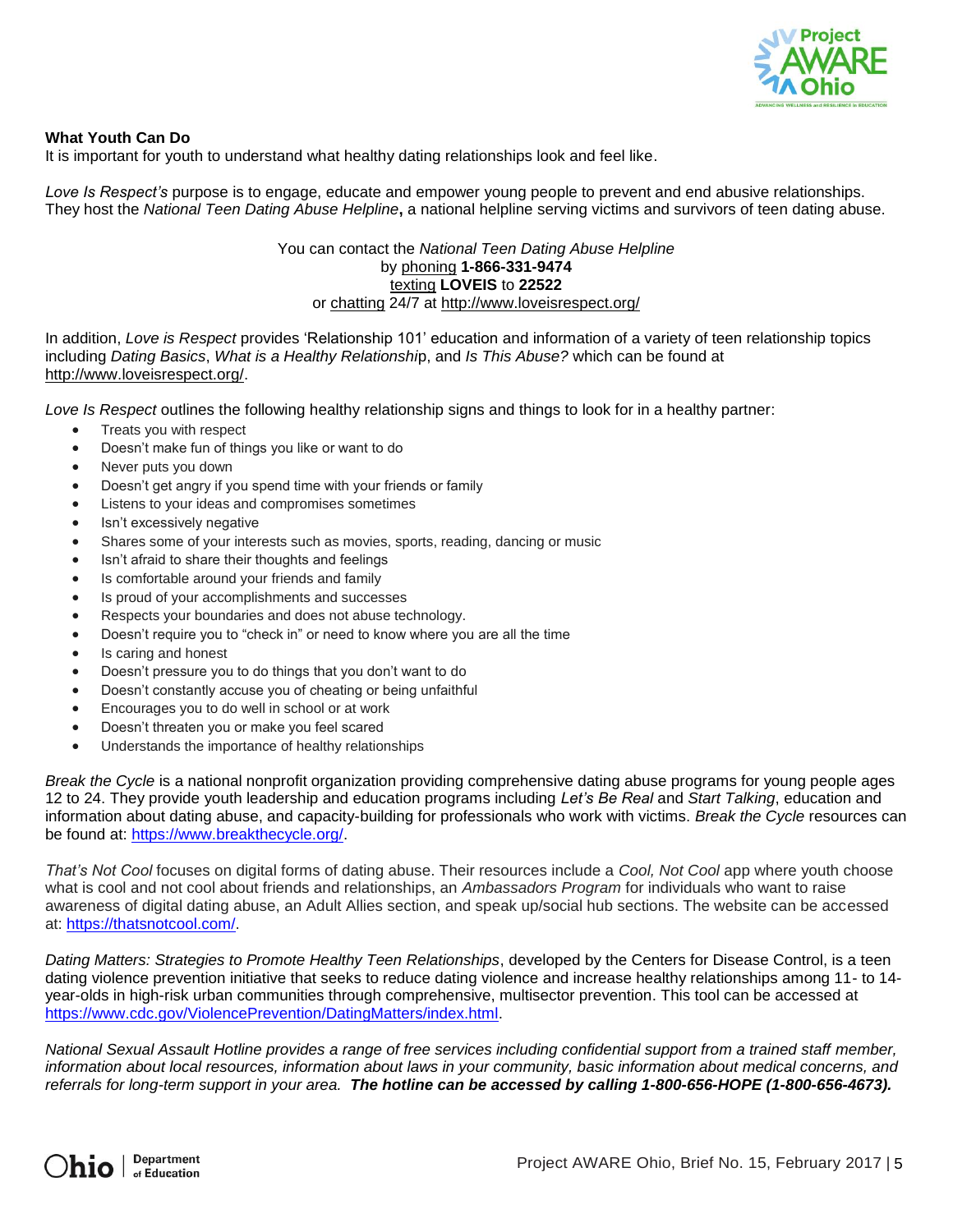**What Youth Can Do**

It is important for youth to understand what healthy dating relationships look and feel like.

*Love Is Respect's* purpose is to engage, educate and empower young people to prevent and end abusive relationships. They host the *National Teen Dating Abuse Helpline***,** a national helpline serving victims and survivors of teen dating abuse.

You can contact the *National Teen Dating Abuse Helpline*
by phoning **1-866-331-9474**
texting **LOVEIS** to **22522**
or chatting 24/7 at http://www.loveisrespect.org/

In addition, *Love is Respect* provides 'Relationship 101' education and information of a variety of teen relationship topics including *Dating Basics*, *What is a Healthy Relationshi*p, and *Is This Abuse?* which can be found at http://www.loveisrespect.org/.

*Love Is Respect* outlines the following healthy relationship signs and things to look for in a healthy partner:

- Treats you with respect
- Doesn't make fun of things you like or want to do
- Never puts you down
- Doesn't get angry if you spend time with your friends or family
- Listens to your ideas and compromises sometimes
- Isn't excessively negative
- Shares some of your interests such as movies, sports, reading, dancing or music
- Isn't afraid to share their thoughts and feelings
- Is comfortable around your friends and family
- Is proud of your accomplishments and successes
- Respects your boundaries and does not abuse technology.
- Doesn't require you to "check in" or need to know where you are all the time
- Is caring and honest
- Doesn't pressure you to do things that you don't want to do
- Doesn't constantly accuse you of cheating or being unfaithful
- Encourages you to do well in school or at work
- Doesn't threaten you or make you feel scared
- Understands the importance of healthy relationships

*Break the Cycle* is a national nonprofit organization providing comprehensive dating abuse programs for young people ages 12 to 24. They provide youth leadership and education programs including *Let's Be Real* and *Start Talking*, education and information about dating abuse, and capacity-building for professionals who work with victims. *Break the Cycle* resources can be found at: https://www.breakthecycle.org/.

*That's Not Cool* focuses on digital forms of dating abuse. Their resources include a *Cool, Not Cool* app where youth choose what is cool and not cool about friends and relationships, an *Ambassadors Program* for individuals who want to raise awareness of digital dating abuse, an Adult Allies section, and speak up/social hub sections. The website can be accessed at: https://thatsnotcool.com/.

*Dating Matters: Strategies to Promote Healthy Teen Relationships*, developed by the Centers for Disease Control, is a teen dating violence prevention initiative that seeks to reduce dating violence and increase healthy relationships among 11- to 14-year-olds in high-risk urban communities through comprehensive, multisector prevention. This tool can be accessed at https://www.cdc.gov/ViolencePrevention/DatingMatters/index.html.

*National Sexual Assault Hotline provides a range of free services including confidential support from a trained staff member, information about local resources, information about laws in your community, basic information about medical concerns, and referrals for long-term support in your area.* ***The hotline can be accessed by calling 1-800-656-HOPE (1-800-656-4673).***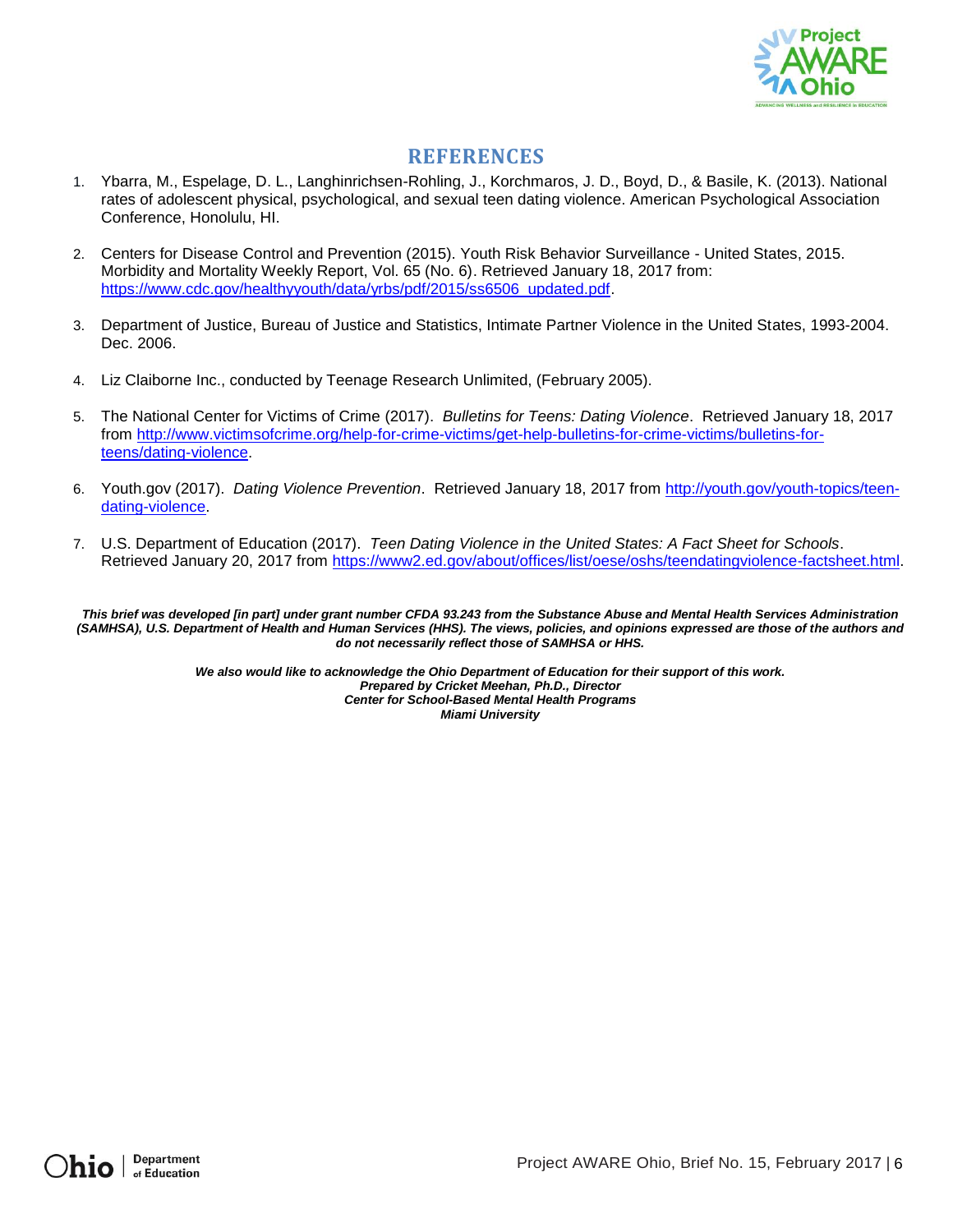## REFERENCES

1. Ybarra, M., Espelage, D. L., Langhinrichsen-Rohling, J., Korchmaros, J. D., Boyd, D., & Basile, K. (2013). National rates of adolescent physical, psychological, and sexual teen dating violence. American Psychological Association Conference, Honolulu, HI.

2. Centers for Disease Control and Prevention (2015). Youth Risk Behavior Surveillance - United States, 2015. Morbidity and Mortality Weekly Report, Vol. 65 (No. 6). Retrieved January 18, 2017 from: https://www.cdc.gov/healthyyouth/data/yrbs/pdf/2015/ss6506_updated.pdf.

3. Department of Justice, Bureau of Justice and Statistics, Intimate Partner Violence in the United States, 1993-2004. Dec. 2006.

4. Liz Claiborne Inc., conducted by Teenage Research Unlimited, (February 2005).

5. The National Center for Victims of Crime (2017). *Bulletins for Teens: Dating Violence*. Retrieved January 18, 2017 from http://www.victimsofcrime.org/help-for-crime-victims/get-help-bulletins-for-crime-victims/bulletins-for-teens/dating-violence.

6. Youth.gov (2017). *Dating Violence Prevention*. Retrieved January 18, 2017 from http://youth.gov/youth-topics/teen-dating-violence.

7. U.S. Department of Education (2017). *Teen Dating Violence in the United States: A Fact Sheet for Schools*. Retrieved January 20, 2017 from https://www2.ed.gov/about/offices/list/oese/oshs/teendatingviolence-factsheet.html.

***This brief was developed [in part] under grant number CFDA 93.243 from the Substance Abuse and Mental Health Services Administration (SAMHSA), U.S. Department of Health and Human Services (HHS). The views, policies, and opinions expressed are those of the authors and do not necessarily reflect those of SAMHSA or HHS.***

***We also would like to acknowledge the Ohio Department of Education for their support of this work.***
***Prepared by Cricket Meehan, Ph.D., Director***
***Center for School-Based Mental Health Programs***
***Miami University***